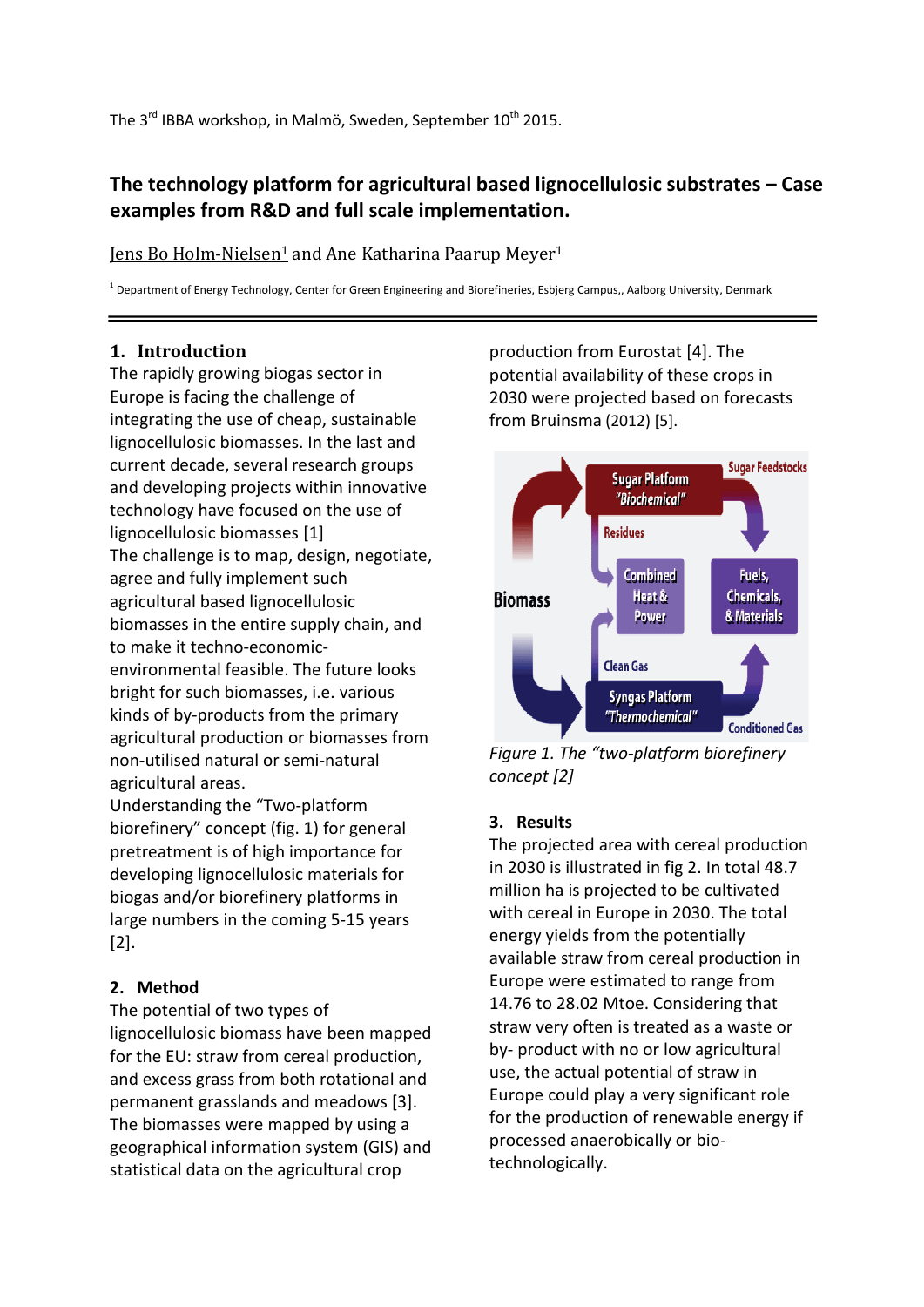The 3rd IBBA workshop, in Malmö, Sweden, September 10th 2015.

# The technology platform for agricultural based lignocellulosic substrates – Case examples from R&D and full scale implementation.

Jens Bo Holm-Nielsen[1] and Ane Katharina Paarup Meyer[1]

[1] Department of Energy Technology, Center for Green Engineering and Biorefineries, Esbjerg Campus,, Aalborg University, Denmark

## 1. Introduction

The rapidly growing biogas sector in Europe is facing the challenge of integrating the use of cheap, sustainable lignocellulosic biomasses. In the last and current decade, several research groups and developing projects within innovative technology have focused on the use of lignocellulosic biomasses [1]

The challenge is to map, design, negotiate, agree and fully implement such agricultural based lignocellulosic biomasses in the entire supply chain, and to make it techno-economic-environmental feasible. The future looks bright for such biomasses, i.e. various kinds of by-products from the primary agricultural production or biomasses from non-utilised natural or semi-natural agricultural areas.

Understanding the "Two-platform biorefinery" concept (fig. 1) for general pretreatment is of high importance for developing lignocellulosic materials for biogas and/or biorefinery platforms in large numbers in the coming 5-15 years [2].

## 2. Method

The potential of two types of lignocellulosic biomass have been mapped for the EU: straw from cereal production, and excess grass from both rotational and permanent grasslands and meadows [3]. The biomasses were mapped by using a geographical information system (GIS) and statistical data on the agricultural crop production from Eurostat [4]. The potential availability of these crops in 2030 were projected based on forecasts from Bruinsma (2012) [5].

*Figure 1. The "two-platform biorefinery concept [2]*

## 3. Results

The projected area with cereal production in 2030 is illustrated in fig 2. In total 48.7 million ha is projected to be cultivated with cereal in Europe in 2030. The total energy yields from the potentially available straw from cereal production in Europe were estimated to range from 14.76 to 28.02 Mtoe. Considering that straw very often is treated as a waste or by- product with no or low agricultural use, the actual potential of straw in Europe could play a very significant role for the production of renewable energy if processed anaerobically or bio-technologically.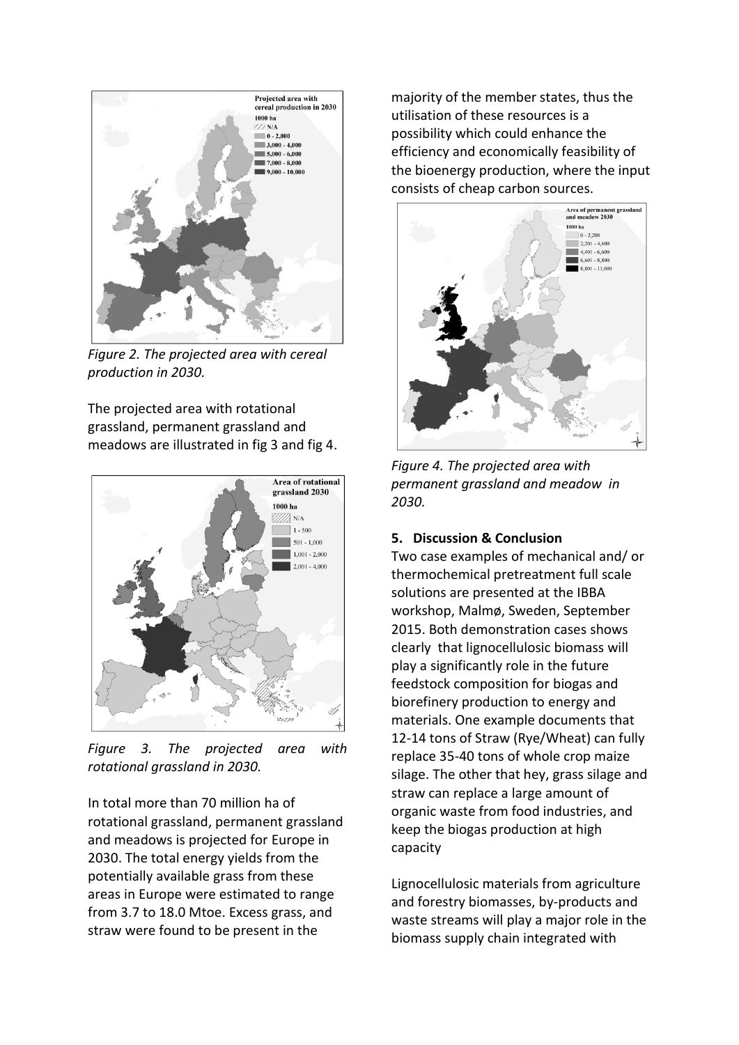*Figure 2. The projected area with cereal production in 2030.*

The projected area with rotational grassland, permanent grassland and meadows are illustrated in fig 3 and fig 4.

*Figure 3. The projected area with rotational grassland in 2030.*

In total more than 70 million ha of rotational grassland, permanent grassland and meadows is projected for Europe in 2030. The total energy yields from the potentially available grass from these areas in Europe were estimated to range from 3.7 to 18.0 Mtoe. Excess grass, and straw were found to be present in the majority of the member states, thus the utilisation of these resources is a possibility which could enhance the efficiency and economically feasibility of the bioenergy production, where the input consists of cheap carbon sources.

*Figure 4. The projected area with permanent grassland and meadow in 2030.*

## 5. Discussion & Conclusion

Two case examples of mechanical and/ or thermochemical pretreatment full scale solutions are presented at the IBBA workshop, Malmø, Sweden, September 2015. Both demonstration cases shows clearly that lignocellulosic biomass will play a significantly role in the future feedstock composition for biogas and biorefinery production to energy and materials. One example documents that 12-14 tons of Straw (Rye/Wheat) can fully replace 35-40 tons of whole crop maize silage. The other that hey, grass silage and straw can replace a large amount of organic waste from food industries, and keep the biogas production at high capacity

Lignocellulosic materials from agriculture and forestry biomasses, by-products and waste streams will play a major role in the biomass supply chain integrated with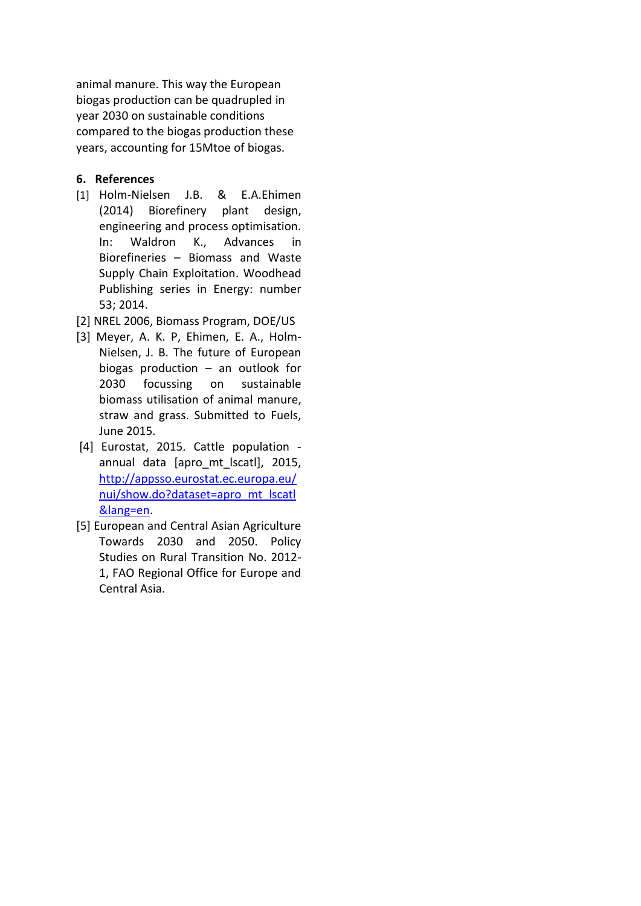animal manure. This way the European biogas production can be quadrupled in year 2030 on sustainable conditions compared to the biogas production these years, accounting for 15Mtoe of biogas.

## 6. References

[1] Holm-Nielsen J.B. & E.A.Ehimen (2014) Biorefinery plant design, engineering and process optimisation. In: Waldron K., Advances in Biorefineries – Biomass and Waste Supply Chain Exploitation. Woodhead Publishing series in Energy: number 53; 2014.

[2] NREL 2006, Biomass Program, DOE/US

[3] Meyer, A. K. P, Ehimen, E. A., Holm-Nielsen, J. B. The future of European biogas production – an outlook for 2030 focussing on sustainable biomass utilisation of animal manure, straw and grass. Submitted to Fuels, June 2015.

[4] Eurostat, 2015. Cattle population - annual data [apro_mt_lscatl], 2015, http://appsso.eurostat.ec.europa.eu/nui/show.do?dataset=apro_mt_lscatl&lang=en.

[5] European and Central Asian Agriculture Towards 2030 and 2050. Policy Studies on Rural Transition No. 2012-1, FAO Regional Office for Europe and Central Asia.